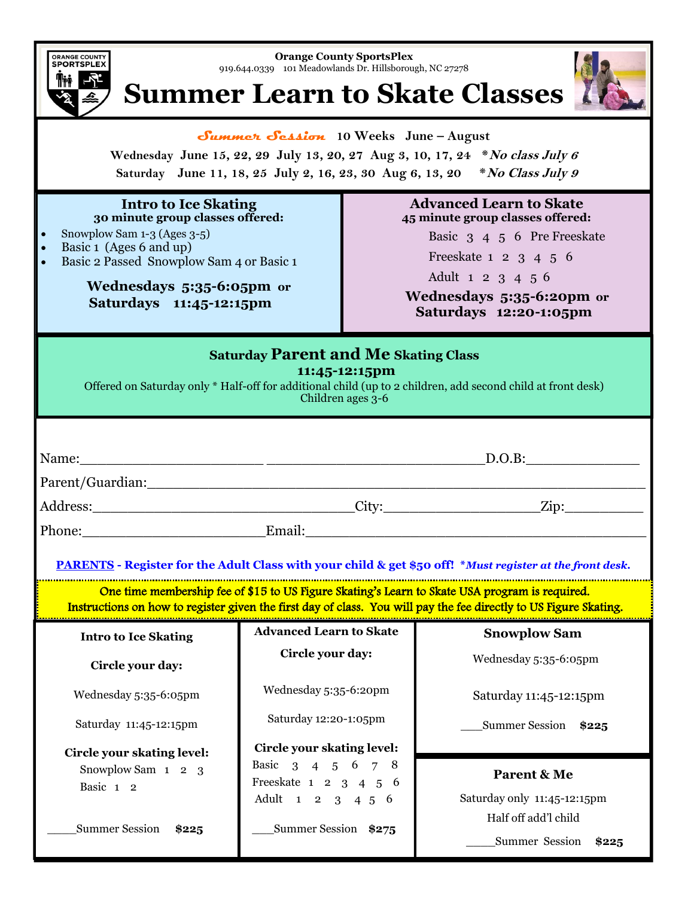**Orange County SportsPlex**
919.644.0339 101 Meadowlands Dr. Hillsborough, NC 27278

# Summer Learn to Skate Classes

***Summer Session*** **10 Weeks June – August**

**Wednesday June 15, 22, 29 July 13, 20, 27 Aug 3, 10, 17, 24** ***\*No class July 6***

**Saturday June 11, 18, 25 July 2, 16, 23, 30 Aug 6, 13, 20** ***\*No Class July 9***

## Intro to Ice Skating

**30 minute group classes offered:**

- Snowplow Sam 1-3 (Ages 3-5)
- Basic 1 (Ages 6 and up)
- Basic 2 Passed Snowplow Sam 4 or Basic 1

**Wednesdays 5:35-6:05pm or**
**Saturdays 11:45-12:15pm**

## Advanced Learn to Skate

**45 minute group classes offered:**

Basic 3 4 5 6 Pre Freeskate

Freeskate 1 2 3 4 5 6

Adult 1 2 3 4 5 6

**Wednesdays 5:35-6:20pm or**
**Saturdays 12:20-1:05pm**

## Saturday Parent and Me Skating Class

**11:45-12:15pm**

Offered on Saturday only * Half-off for additional child (up to 2 children, add second child at front desk)
Children ages 3-6

Name:______________________ __________________________D.O.B:_____________

Parent/Guardian:___________________________________________________________

Address:________________________________City:___________________Zip:_________

Phone:______________________Email:_________________________________________

**PARENTS - Register for the Adult Class with your child & get $50 off!** ***\*Must register at the front desk.***

One time membership fee of $15 to US Figure Skating's Learn to Skate USA program is required. Instructions on how to register given the first day of class. You will pay the fee directly to US Figure Skating.

**Intro to Ice Skating**

**Circle your day:**

Wednesday 5:35-6:05pm

Saturday 11:45-12:15pm

**Circle your skating level:**

Snowplow Sam 1 2 3

Basic 1 2

_____Summer Session **$225**

**Advanced Learn to Skate**

**Circle your day:**

Wednesday 5:35-6:20pm

Saturday 12:20-1:05pm

**Circle your skating level:**

Basic 3 4 5 6 7 8

Freeskate 1 2 3 4 5 6

Adult 1 2 3 4 5 6

____Summer Session **$275**

**Snowplow Sam**

Wednesday 5:35-6:05pm

Saturday 11:45-12:15pm

____Summer Session **$225**

**Parent & Me**

Saturday only 11:45-12:15pm

Half off add'l child

_____Summer Session **$225**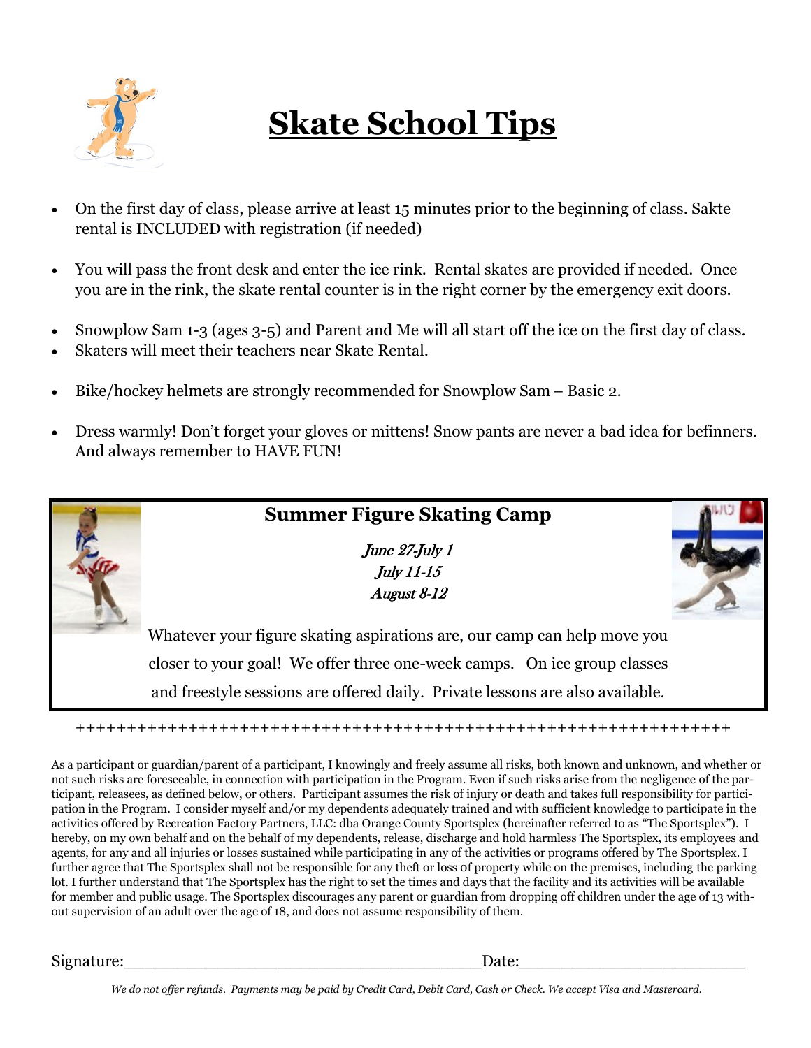# Skate School Tips

- On the first day of class, please arrive at least 15 minutes prior to the beginning of class. Sakte rental is INCLUDED with registration (if needed)
- You will pass the front desk and enter the ice rink. Rental skates are provided if needed. Once you are in the rink, the skate rental counter is in the right corner by the emergency exit doors.
- Snowplow Sam 1-3 (ages 3-5) and Parent and Me will all start off the ice on the first day of class.
- Skaters will meet their teachers near Skate Rental.
- Bike/hockey helmets are strongly recommended for Snowplow Sam – Basic 2.
- Dress warmly! Don't forget your gloves or mittens! Snow pants are never a bad idea for befinners. And always remember to HAVE FUN!

## Summer Figure Skating Camp

*June 27-July 1*
*July 11-15*
*August 8-12*

Whatever your figure skating aspirations are, our camp can help move you closer to your goal! We offer three one-week camps. On ice group classes and freestyle sessions are offered daily. Private lessons are also available.

++++++++++++++++++++++++++++++++++++++++++++++++++++++++++++++++

As a participant or guardian/parent of a participant, I knowingly and freely assume all risks, both known and unknown, and whether or not such risks are foreseeable, in connection with participation in the Program. Even if such risks arise from the negligence of the participant, releasees, as defined below, or others. Participant assumes the risk of injury or death and takes full responsibility for participation in the Program. I consider myself and/or my dependents adequately trained and with sufficient knowledge to participate in the activities offered by Recreation Factory Partners, LLC: dba Orange County Sportsplex (hereinafter referred to as "The Sportsplex"). I hereby, on my own behalf and on the behalf of my dependents, release, discharge and hold harmless The Sportsplex, its employees and agents, for any and all injuries or losses sustained while participating in any of the activities or programs offered by The Sportsplex. I further agree that The Sportsplex shall not be responsible for any theft or loss of property while on the premises, including the parking lot. I further understand that The Sportsplex has the right to set the times and days that the facility and its activities will be available for member and public usage. The Sportsplex discourages any parent or guardian from dropping off children under the age of 13 without supervision of an adult over the age of 18, and does not assume responsibility of them.

Signature:_________________________________ Date:____________________

*We do not offer refunds. Payments may be paid by Credit Card, Debit Card, Cash or Check. We accept Visa and Mastercard.*